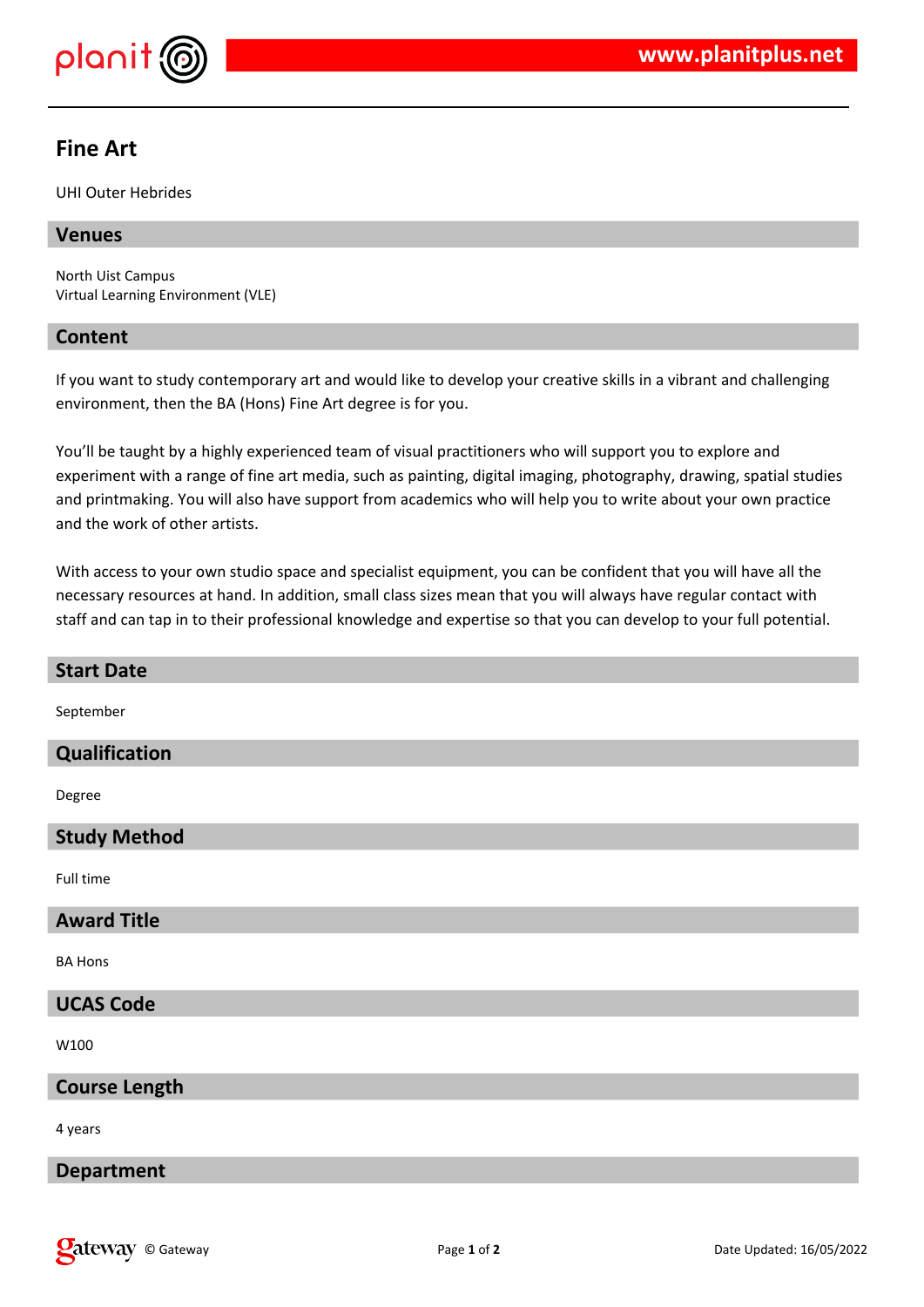# Fine Art

UHI Outer Hebrides

## Venues

North Uist Campus
Virtual Learning Environment (VLE)

## Content

If you want to study contemporary art and would like to develop your creative skills in a vibrant and challenging environment, then the BA (Hons) Fine Art degree is for you.

You'll be taught by a highly experienced team of visual practitioners who will support you to explore and experiment with a range of fine art media, such as painting, digital imaging, photography, drawing, spatial studies and printmaking. You will also have support from academics who will help you to write about your own practice and the work of other artists.

With access to your own studio space and specialist equipment, you can be confident that you will have all the necessary resources at hand. In addition, small class sizes mean that you will always have regular contact with staff and can tap in to their professional knowledge and expertise so that you can develop to your full potential.

## Start Date

September

## Qualification

Degree

## Study Method

Full time

## Award Title

BA Hons

## UCAS Code

W100

## Course Length

4 years

## Department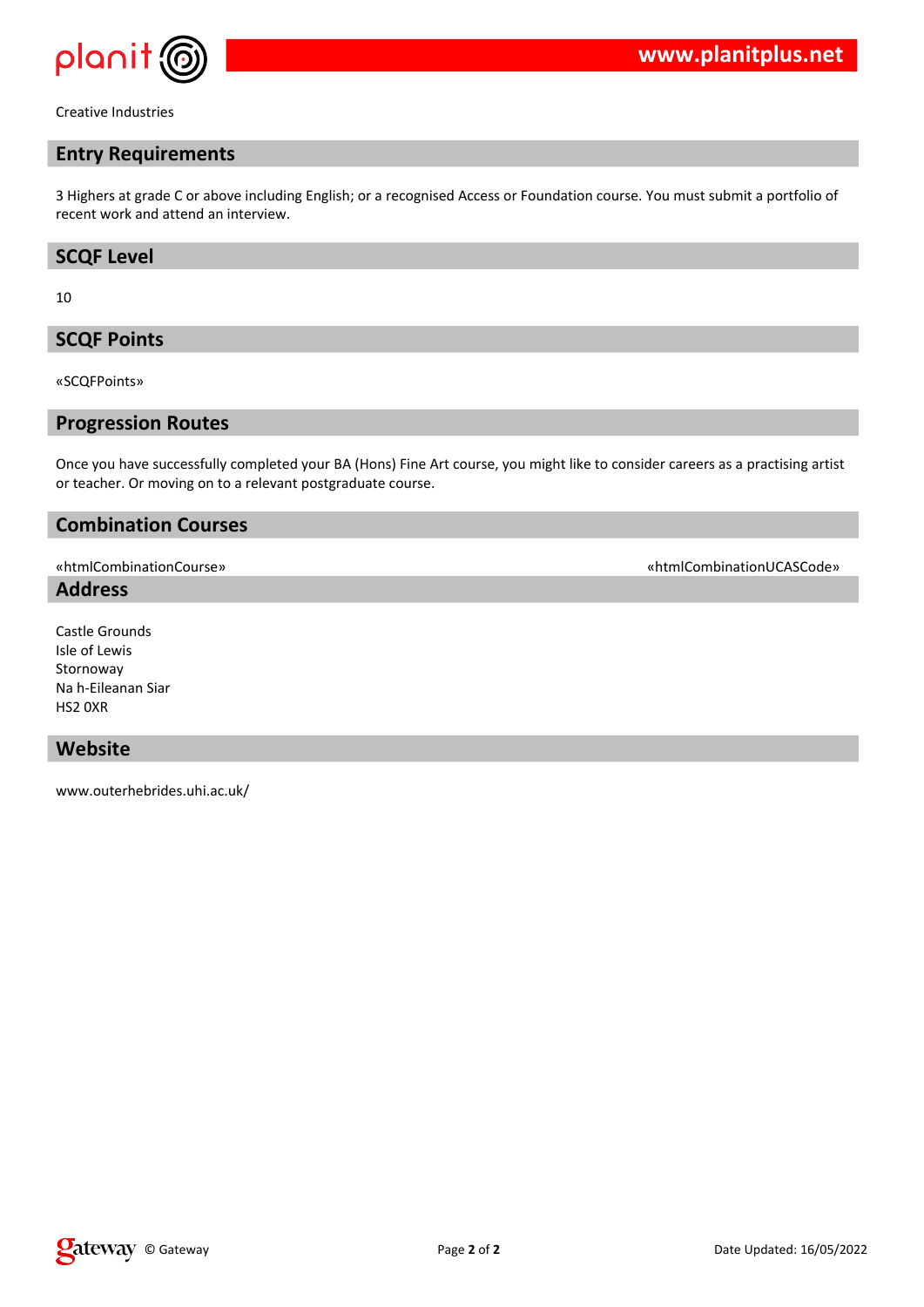Creative Industries

## Entry Requirements

3 Highers at grade C or above including English; or a recognised Access or Foundation course. You must submit a portfolio of recent work and attend an interview.

## SCQF Level

10

## SCQF Points

«SCQFPoints»

## Progression Routes

Once you have successfully completed your BA (Hons) Fine Art course, you might like to consider careers as a practising artist or teacher. Or moving on to a relevant postgraduate course.

## Combination Courses

«htmlCombinationCourse» «htmlCombinationUCASCode»

## Address

Castle Grounds
Isle of Lewis
Stornoway
Na h-Eileanan Siar
HS2 0XR

## Website

www.outerhebrides.uhi.ac.uk/